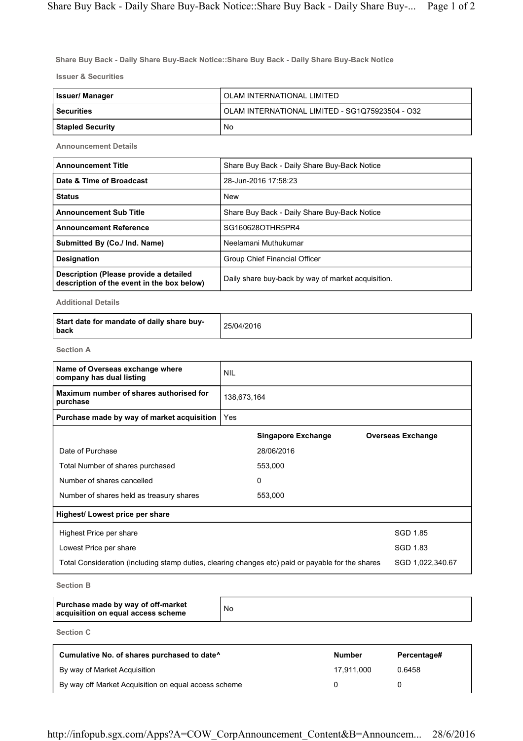**Share Buy Back - Daily Share Buy-Back Notice::Share Buy Back - Daily Share Buy-Back Notice**

**Issuer & Securities**

| | |
|---|---|
| **Issuer/ Manager** | OLAM INTERNATIONAL LIMITED |
| **Securities** | OLAM INTERNATIONAL LIMITED - SG1Q75923504 - O32 |
| **Stapled Security** | No |

**Announcement Details**

| | |
|---|---|
| **Announcement Title** | Share Buy Back - Daily Share Buy-Back Notice |
| **Date & Time of Broadcast** | 28-Jun-2016 17:58:23 |
| **Status** | New |
| **Announcement Sub Title** | Share Buy Back - Daily Share Buy-Back Notice |
| **Announcement Reference** | SG160628OTHR5PR4 |
| **Submitted By (Co./ Ind. Name)** | Neelamani Muthukumar |
| **Designation** | Group Chief Financial Officer |
| **Description (Please provide a detailed description of the event in the box below)** | Daily share buy-back by way of market acquisition. |

**Additional Details**

| | |
|---|---|
| **Start date for mandate of daily share buy-back** | 25/04/2016 |

**Section A**

| | |
|---|---|
| **Name of Overseas exchange where company has dual listing** | NIL |
| **Maximum number of shares authorised for purchase** | 138,673,164 |
| **Purchase made by way of market acquisition** | Yes |

| | **Singapore Exchange** | **Overseas Exchange** |
|---|---|---|
| Date of Purchase | 28/06/2016 | |
| Total Number of shares purchased | 553,000 | |
| Number of shares cancelled | 0 | |
| Number of shares held as treasury shares | 553,000 | |

**Highest/ Lowest price per share**

| | |
|---|---|
| Highest Price per share | SGD 1.85 |
| Lowest Price per share | SGD 1.83 |
| Total Consideration (including stamp duties, clearing changes etc) paid or payable for the shares | SGD 1,022,340.67 |

**Section B**

| | |
|---|---|
| **Purchase made by way of off-market acquisition on equal access scheme** | No |

**Section C**

| **Cumulative No. of shares purchased to date^** | **Number** | **Percentage#** |
|---|---|---|
| By way of Market Acquisition | 17,911,000 | 0.6458 |
| By way off Market Acquisition on equal access scheme | 0 | 0 |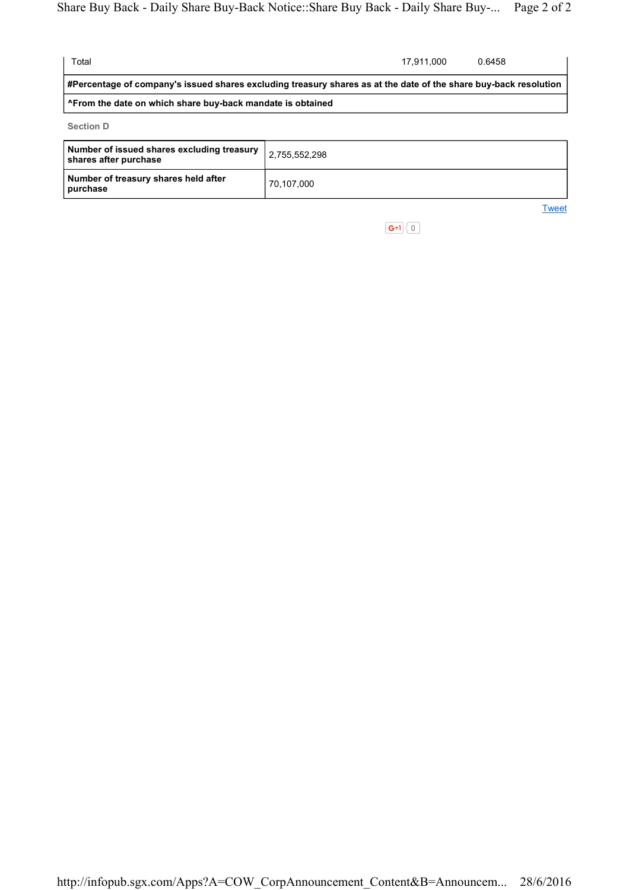| | | | |
|---|---|---|---|
| Total | | 17,911,000 | 0.6458 |
| #Percentage of company's issued shares excluding treasury shares as at the date of the share buy-back resolution | | | |
| ^From the date on which share buy-back mandate is obtained | | | |

Section D

| | |
|---|---|
| **Number of issued shares excluding treasury shares after purchase** | 2,755,552,298 |
| **Number of treasury shares held after purchase** | 70,107,000 |

Tweet

G+1 0